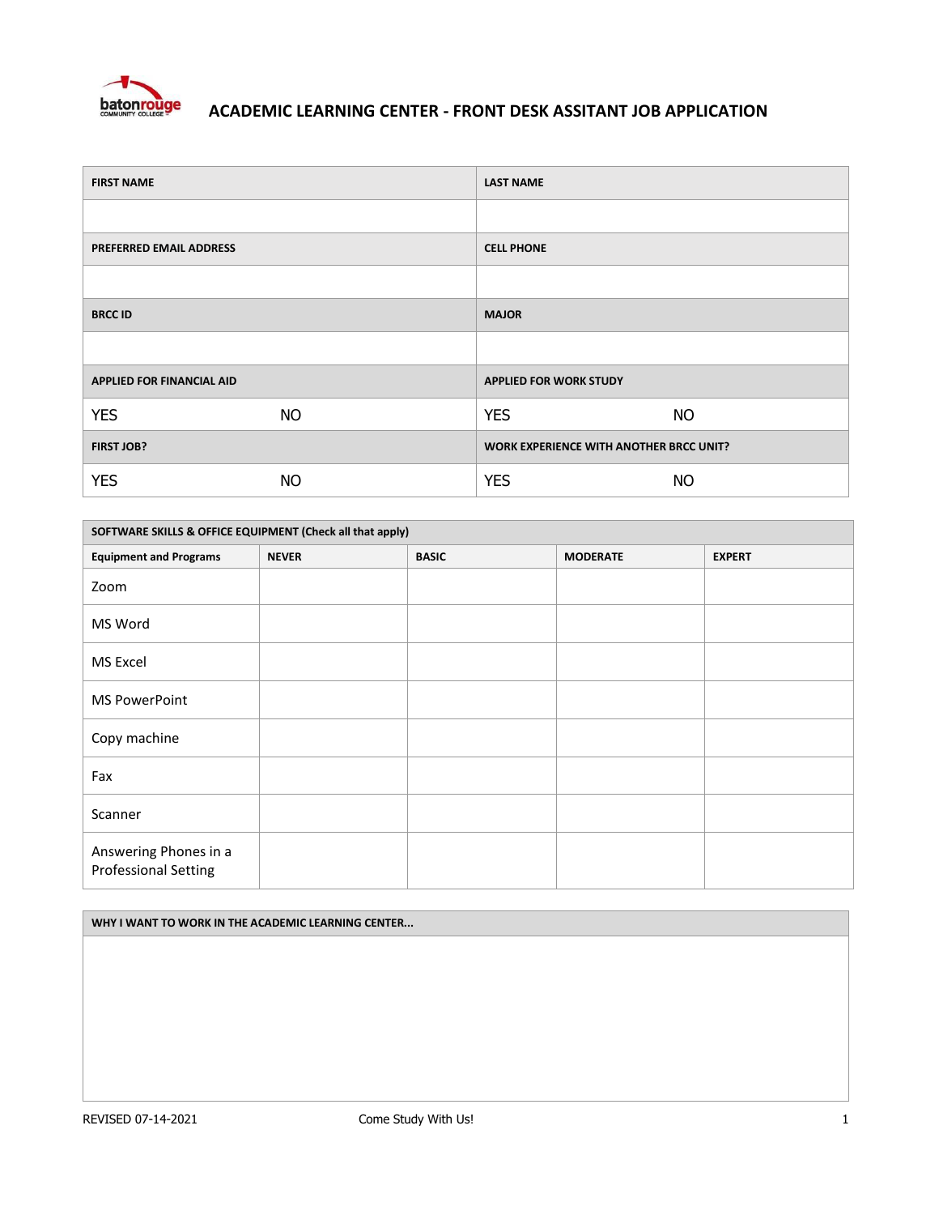# ACADEMIC LEARNING CENTER - FRONT DESK ASSITANT JOB APPLICATION

| FIRST NAME | | LAST NAME | |
|---|---|---|---|
| | | | |
| **PREFERRED EMAIL ADDRESS** | | **CELL PHONE** | |
| | | | |
| **BRCC ID** | | **MAJOR** | |
| | | | |
| **APPLIED FOR FINANCIAL AID** | | **APPLIED FOR WORK STUDY** | |
| YES | NO | YES | NO |
| **FIRST JOB?** | | **WORK EXPERIENCE WITH ANOTHER BRCC UNIT?** | |
| YES | NO | YES | NO |

| SOFTWARE SKILLS & OFFICE EQUIPMENT (Check all that apply) | | | | |
|---|---|---|---|---|
| **Equipment and Programs** | **NEVER** | **BASIC** | **MODERATE** | **EXPERT** |
| Zoom | | | | |
| MS Word | | | | |
| MS Excel | | | | |
| MS PowerPoint | | | | |
| Copy machine | | | | |
| Fax | | | | |
| Scanner | | | | |
| Answering Phones in a Professional Setting | | | | |

| WHY I WANT TO WORK IN THE ACADEMIC LEARNING CENTER... |
|---|
| |

REVISED 07-14-2021 Come Study With Us!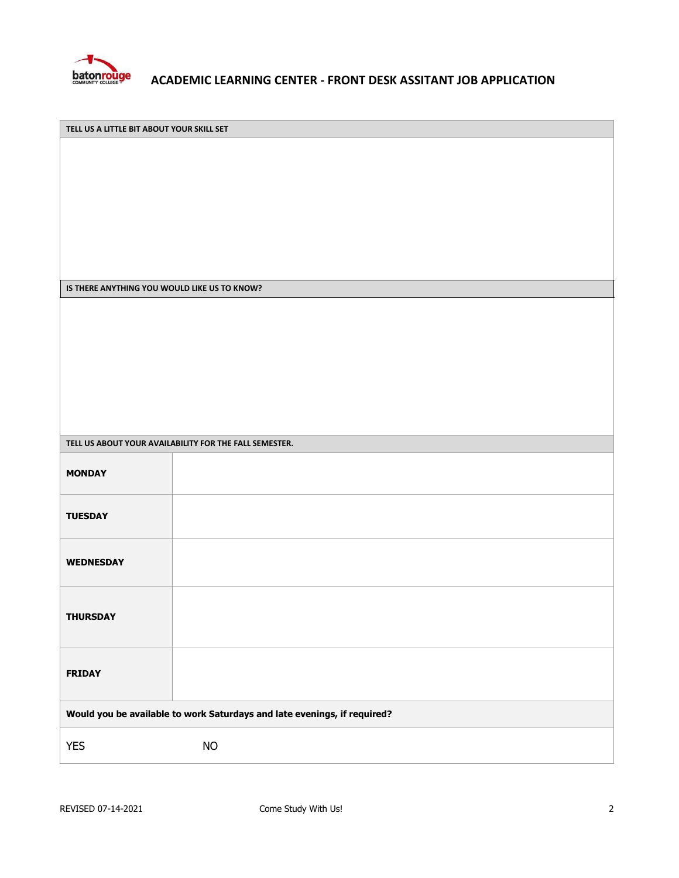# ACADEMIC LEARNING CENTER - FRONT DESK ASSITANT JOB APPLICATION

| TELL US A LITTLE BIT ABOUT YOUR SKILL SET |
|---|
| |

| IS THERE ANYTHING YOU WOULD LIKE US TO KNOW? |
|---|
| |

| TELL US ABOUT YOUR AVAILABILITY FOR THE FALL SEMESTER. | |
|---|---|
| **MONDAY** | |
| **TUESDAY** | |
| **WEDNESDAY** | |
| **THURSDAY** | |
| **FRIDAY** | |

| **Would you be available to work Saturdays and late evenings, if required?** | |
|---|---|
| YES | NO |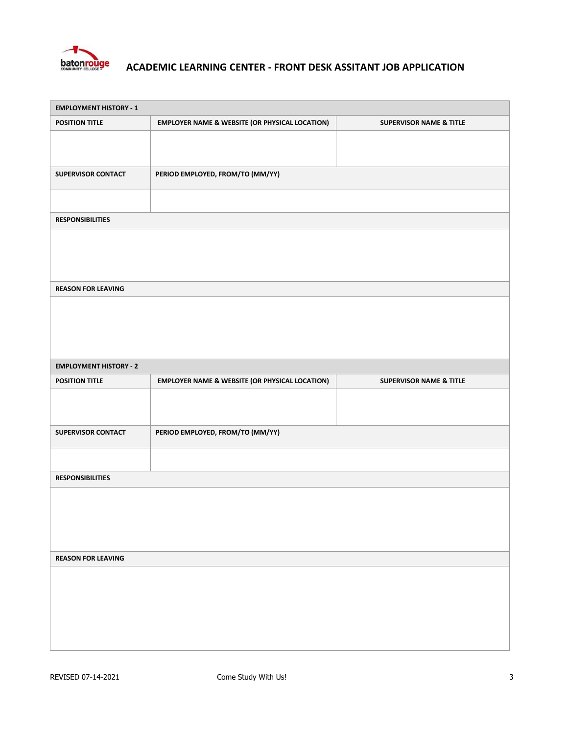# ACADEMIC LEARNING CENTER - FRONT DESK ASSITANT JOB APPLICATION

| EMPLOYMENT HISTORY - 1 | | |
|---|---|---|
| POSITION TITLE | EMPLOYER NAME & WEBSITE (OR PHYSICAL LOCATION) | SUPERVISOR NAME & TITLE |
| | | |
| SUPERVISOR CONTACT | PERIOD EMPLOYED, FROM/TO (MM/YY) | |
| | | |
| RESPONSIBILITIES | | |
| | | |
| REASON FOR LEAVING | | |
| | | |

| EMPLOYMENT HISTORY - 2 | | |
|---|---|---|
| POSITION TITLE | EMPLOYER NAME & WEBSITE (OR PHYSICAL LOCATION) | SUPERVISOR NAME & TITLE |
| | | |
| SUPERVISOR CONTACT | PERIOD EMPLOYED, FROM/TO (MM/YY) | |
| | | |
| RESPONSIBILITIES | | |
| | | |
| REASON FOR LEAVING | | |
| | | |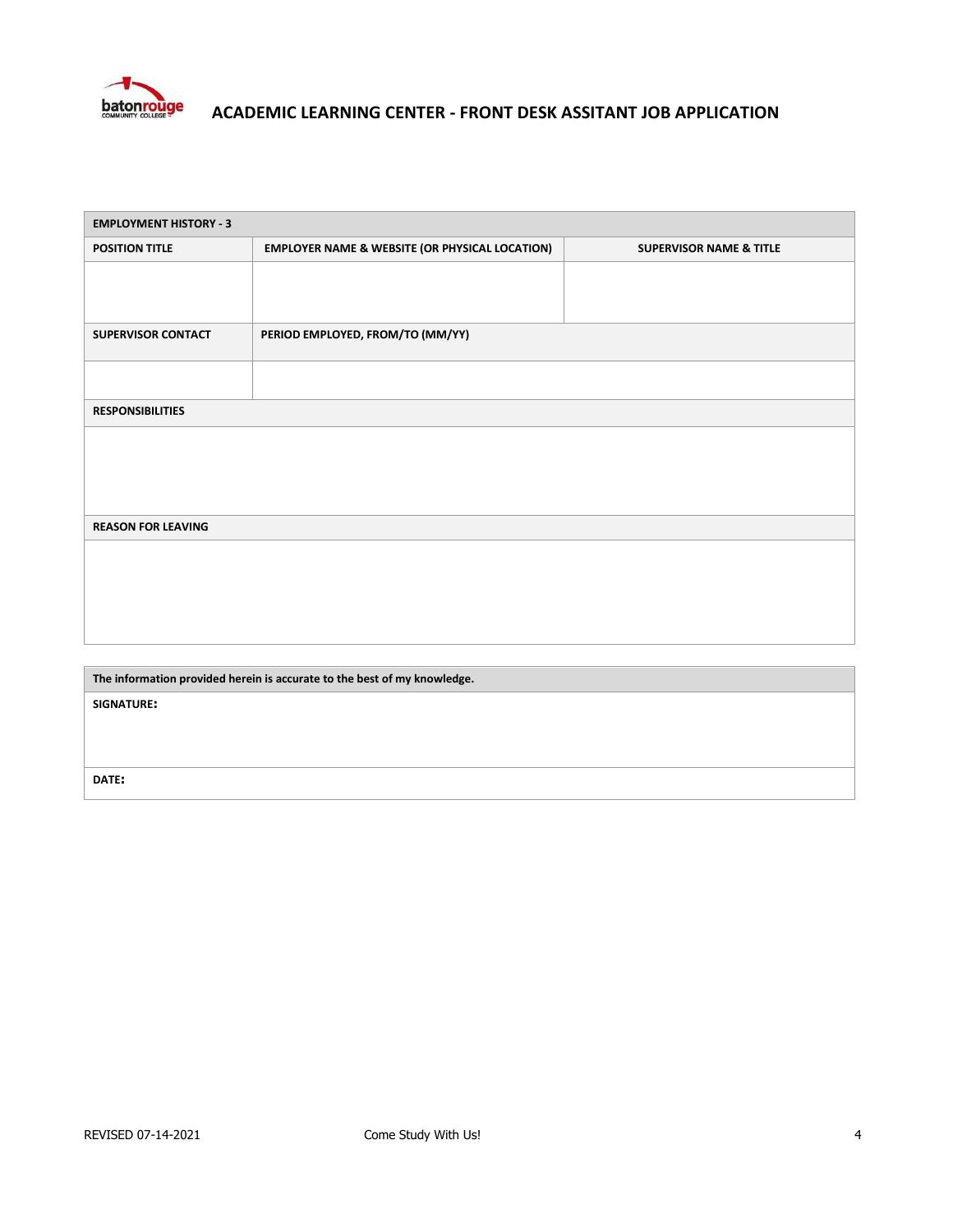# ACADEMIC LEARNING CENTER - FRONT DESK ASSITANT JOB APPLICATION

| EMPLOYMENT HISTORY - 3 | | |
|---|---|---|
| **POSITION TITLE** | **EMPLOYER NAME & WEBSITE (OR PHYSICAL LOCATION)** | **SUPERVISOR NAME & TITLE** |
| | | |
| **SUPERVISOR CONTACT** | **PERIOD EMPLOYED, FROM/TO (MM/YY)** | |
| | | |
| **RESPONSIBILITIES** | | |
| | | |
| **REASON FOR LEAVING** | | |
| | | |

| The information provided herein is accurate to the best of my knowledge. |
|---|
| **SIGNATURE:** |
| **DATE:** |